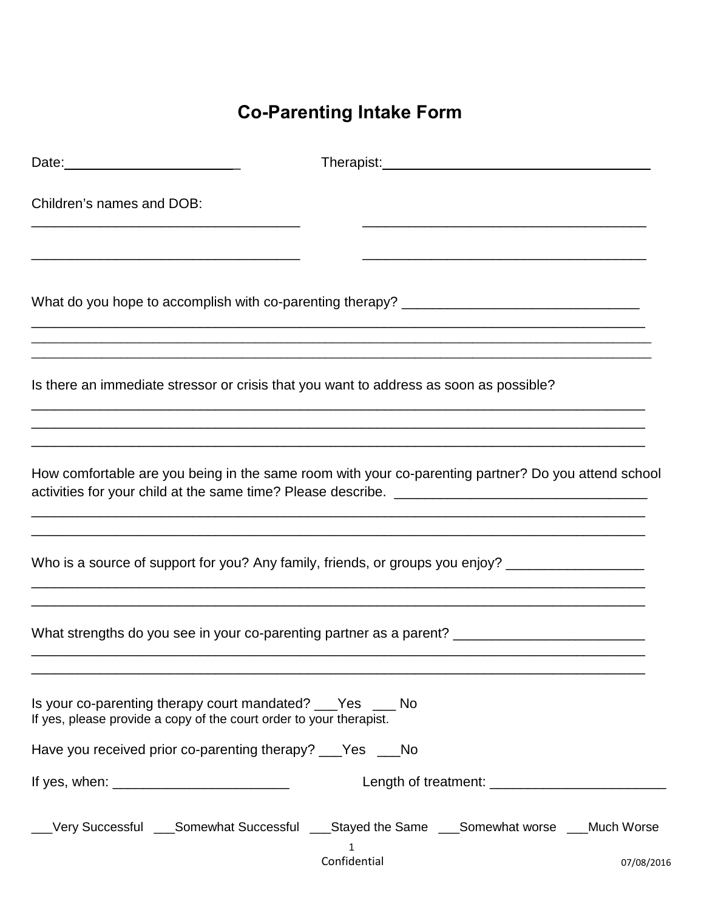# Co-Parenting Intake Form

Date:_______________________ Therapist:___________________________________

Children's names and DOB:

___________________________________ ___________________________________

___________________________________ ___________________________________

What do you hope to accomplish with co-parenting therapy? _______________________________

_____________________________________________________________________________________

_____________________________________________________________________________________

_____________________________________________________________________________________

Is there an immediate stressor or crisis that you want to address as soon as possible?

_____________________________________________________________________________________

_____________________________________________________________________________________

_____________________________________________________________________________________

How comfortable are you being in the same room with your co-parenting partner? Do you attend school activities for your child at the same time? Please describe. ________________________________

_____________________________________________________________________________________

_____________________________________________________________________________________

Who is a source of support for you? Any family, friends, or groups you enjoy? __________________

_____________________________________________________________________________________

_____________________________________________________________________________________

What strengths do you see in your co-parenting partner as a parent? _________________________

_____________________________________________________________________________________

_____________________________________________________________________________________

Is your co-parenting therapy court mandated? ___Yes ___ No

If yes, please provide a copy of the court order to your therapist.

Have you received prior co-parenting therapy? ___Yes ___No

If yes, when: _______________________ Length of treatment: _______________________

___Very Successful ___Somewhat Successful ___Stayed the Same ___Somewhat worse ___Much Worse

Confidential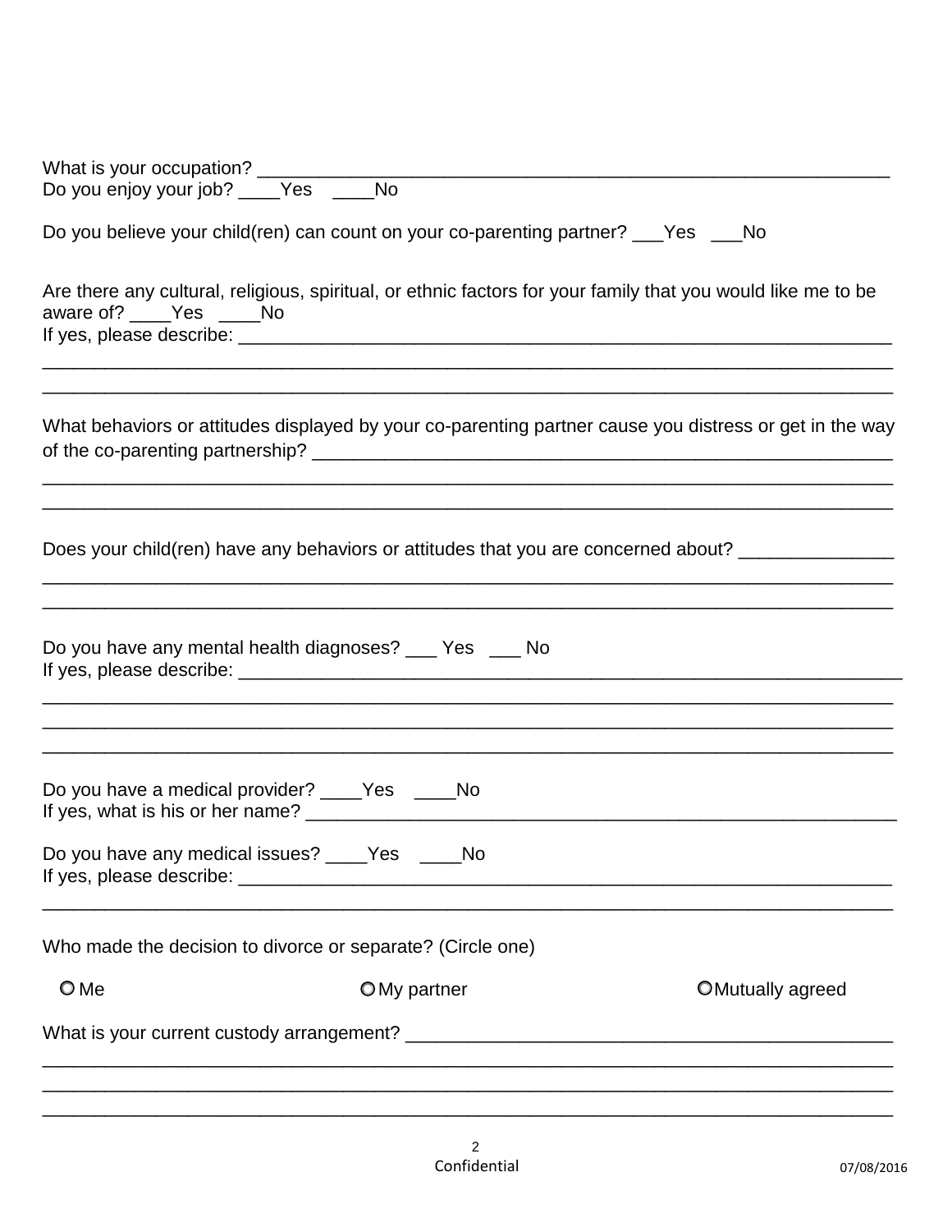What is your occupation? ___________________________________________________________
Do you enjoy your job? ____Yes ____No

Do you believe your child(ren) can count on your co-parenting partner? ___Yes ___No

Are there any cultural, religious, spiritual, or ethnic factors for your family that you would like me to be aware of? ____Yes ____No
If yes, please describe: _____________________________________________________________
_________________________________________________________________________________
_________________________________________________________________________________

What behaviors or attitudes displayed by your co-parenting partner cause you distress or get in the way of the co-parenting partnership? ______________________________________________________
_________________________________________________________________________________
_________________________________________________________________________________

Does your child(ren) have any behaviors or attitudes that you are concerned about? ______________
_________________________________________________________________________________
_________________________________________________________________________________

Do you have any mental health diagnoses? ___ Yes ___ No
If yes, please describe: _______________________________________________________________
_________________________________________________________________________________
_________________________________________________________________________________
_________________________________________________________________________________

Do you have a medical provider? ____Yes ____No
If yes, what is his or her name? _______________________________________________________

Do you have any medical issues? ____Yes ____No
If yes, please describe: _____________________________________________________________
_________________________________________________________________________________

Who made the decision to divorce or separate? (Circle one)

○ Me ○ My partner ○ Mutually agreed

What is your current custody arrangement? ______________________________________________
_________________________________________________________________________________
_________________________________________________________________________________
_________________________________________________________________________________

Confidential

07/08/2016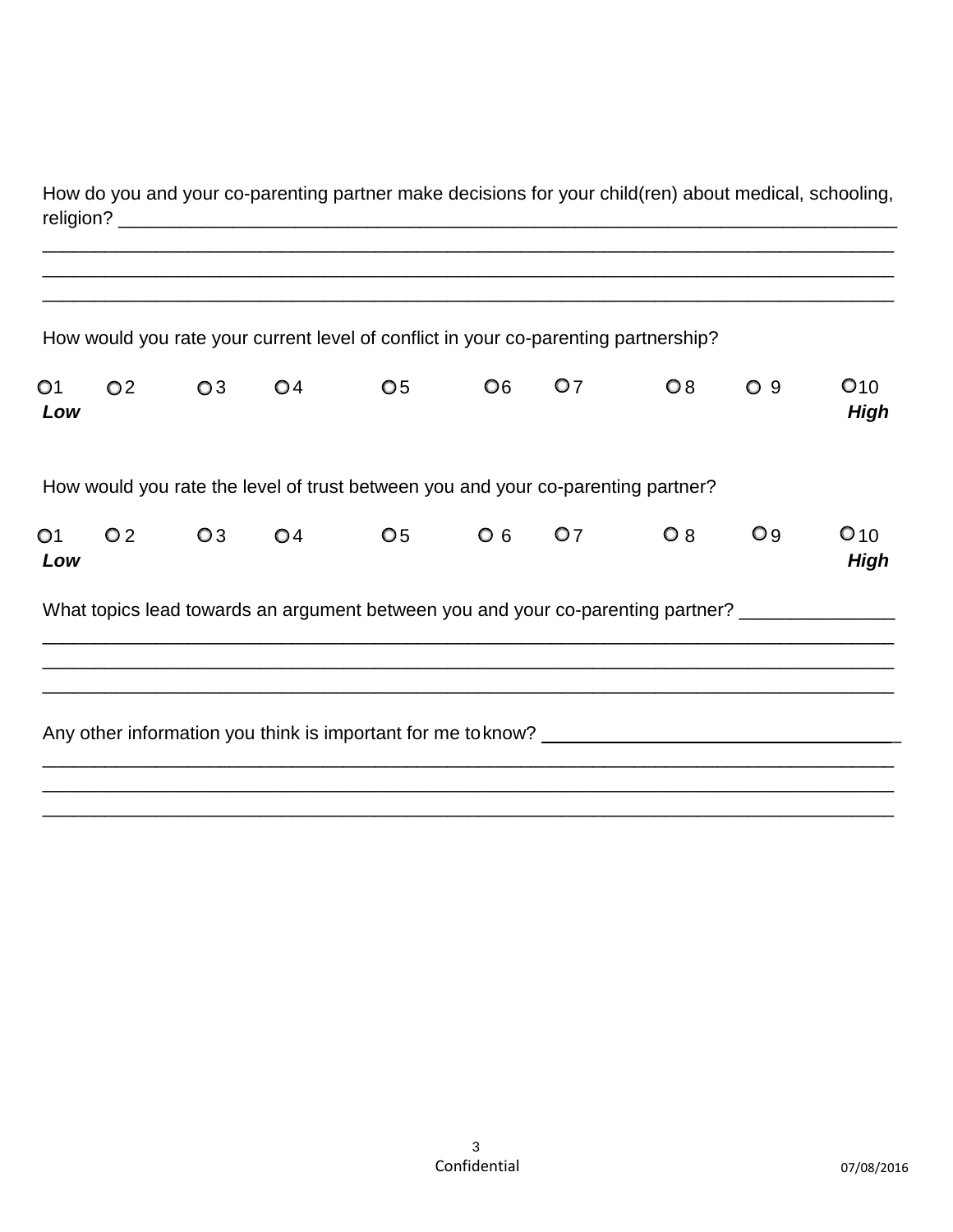How do you and your co-parenting partner make decisions for your child(ren) about medical, schooling, religion? ___________________________________________________________________________
___________________________________________________________________________________
___________________________________________________________________________________
___________________________________________________________________________________

How would you rate your current level of conflict in your co-parenting partnership?

○1 ○2 ○3 ○4 ○5 ○6 ○7 ○8 ○9 ○10
***Low*** ***High***

How would you rate the level of trust between you and your co-parenting partner?

○1 ○2 ○3 ○4 ○5 ○6 ○7 ○8 ○9 ○10
***Low*** ***High***

What topics lead towards an argument between you and your co-parenting partner? ______________
___________________________________________________________________________________
___________________________________________________________________________________
___________________________________________________________________________________

Any other information you think is important for me to know? __________________________________
___________________________________________________________________________________
___________________________________________________________________________________
___________________________________________________________________________________

Confidential

07/08/2016